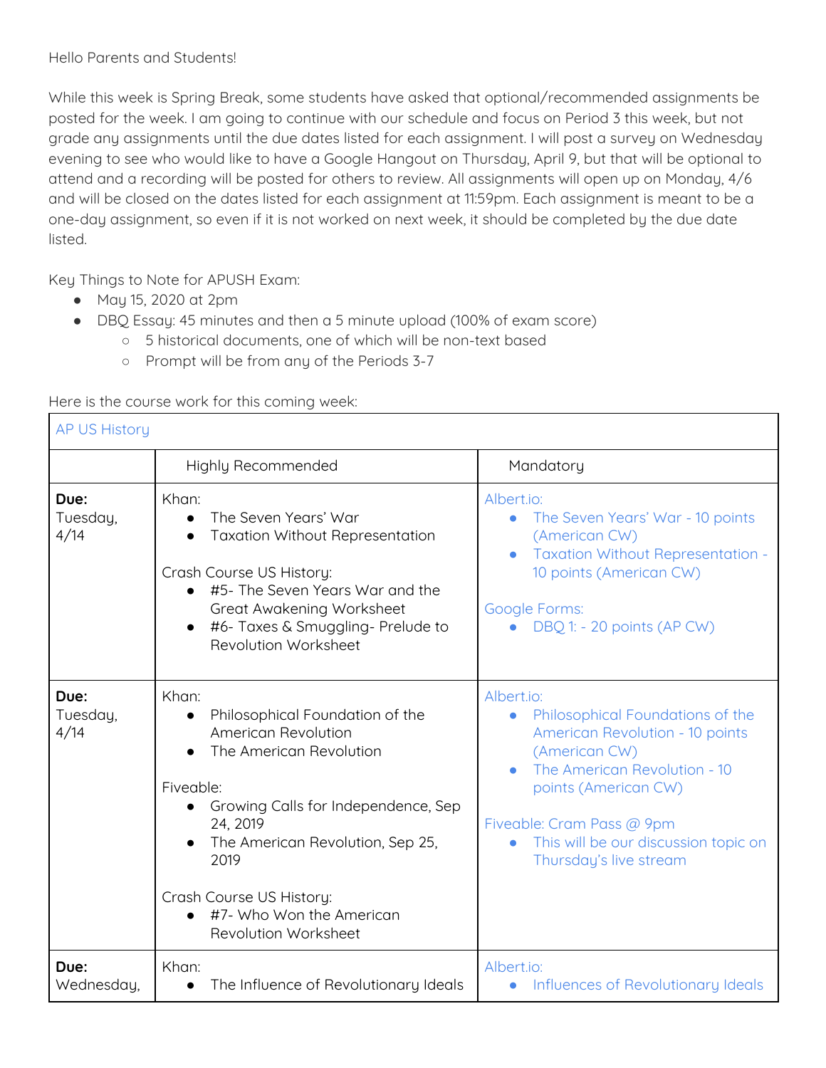Hello Parents and Students!

While this week is Spring Break, some students have asked that optional/recommended assignments be posted for the week. I am going to continue with our schedule and focus on Period 3 this week, but not grade any assignments until the due dates listed for each assignment. I will post a survey on Wednesday evening to see who would like to have a Google Hangout on Thursday, April 9, but that will be optional to attend and a recording will be posted for others to review. All assignments will open up on Monday, 4/6 and will be closed on the dates listed for each assignment at 11:59pm. Each assignment is meant to be a one-day assignment, so even if it is not worked on next week, it should be completed by the due date listed.

Key Things to Note for APUSH Exam:

- May 15, 2020 at 2pm
- DBQ Essay: 45 minutes and then a 5 minute upload (100% of exam score)
  - 5 historical documents, one of which will be non-text based
  - Prompt will be from any of the Periods 3-7

Here is the course work for this coming week:

| AP US History | | |
|---|---|---|
| | Highly Recommended | Mandatory |
| **Due:** Tuesday, 4/14 | Khan:<br>• The Seven Years' War<br>• Taxation Without Representation<br><br>Crash Course US History:<br>• #5- The Seven Years War and the Great Awakening Worksheet<br>• #6- Taxes & Smuggling- Prelude to Revolution Worksheet | Albert.io:<br>• The Seven Years' War - 10 points (American CW)<br>• Taxation Without Representation - 10 points (American CW)<br><br>Google Forms:<br>• DBQ 1: - 20 points (AP CW) |
| **Due:** Tuesday, 4/14 | Khan:<br>• Philosophical Foundation of the American Revolution<br>• The American Revolution<br><br>Fiveable:<br>• Growing Calls for Independence, Sep 24, 2019<br>• The American Revolution, Sep 25, 2019<br><br>Crash Course US History:<br>• #7- Who Won the American Revolution Worksheet | Albert.io:<br>• Philosophical Foundations of the American Revolution - 10 points (American CW)<br>• The American Revolution - 10 points (American CW)<br><br>Fiveable: Cram Pass @ 9pm<br>• This will be our discussion topic on Thursday's live stream |
| **Due:** Wednesday, | Khan:<br>• The Influence of Revolutionary Ideals | Albert.io:<br>• Influences of Revolutionary Ideals |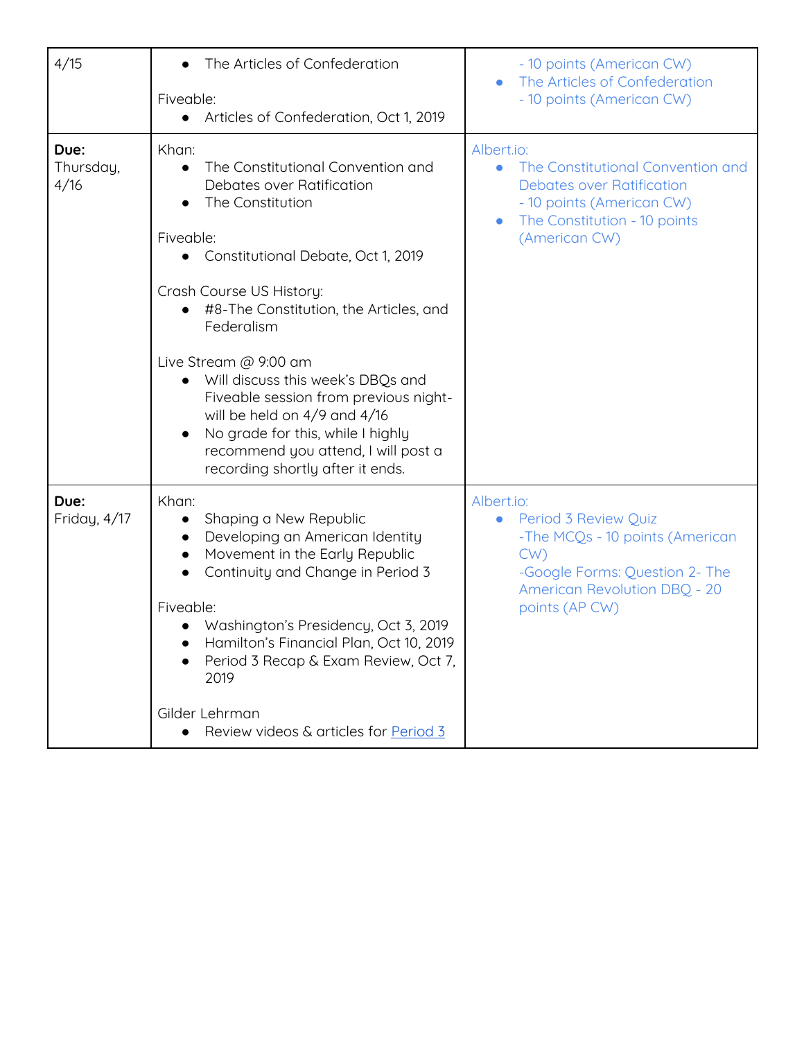| | | |
|---|---|---|
| 4/15 | • The Articles of Confederation<br><br>Fiveable:<br>• Articles of Confederation, Oct 1, 2019 | - 10 points (American CW)<br>• The Articles of Confederation - 10 points (American CW) |
| **Due:** Thursday, 4/16 | Khan:<br>• The Constitutional Convention and Debates over Ratification<br>• The Constitution<br><br>Fiveable:<br>• Constitutional Debate, Oct 1, 2019<br><br>Crash Course US History:<br>• #8-The Constitution, the Articles, and Federalism<br><br>Live Stream @ 9:00 am<br>• Will discuss this week's DBQs and Fiveable session from previous night- will be held on 4/9 and 4/16<br>• No grade for this, while I highly recommend you attend, I will post a recording shortly after it ends. | Albert.io:<br>• The Constitutional Convention and Debates over Ratification - 10 points (American CW)<br>• The Constitution - 10 points (American CW) |
| **Due:** Friday, 4/17 | Khan:<br>• Shaping a New Republic<br>• Developing an American Identity<br>• Movement in the Early Republic<br>• Continuity and Change in Period 3<br><br>Fiveable:<br>• Washington's Presidency, Oct 3, 2019<br>• Hamilton's Financial Plan, Oct 10, 2019<br>• Period 3 Recap & Exam Review, Oct 7, 2019<br><br>Gilder Lehrman<br>• Review videos & articles for Period 3 | Albert.io:<br>• Period 3 Review Quiz<br>-The MCQs - 10 points (American CW)<br>-Google Forms: Question 2- The American Revolution DBQ - 20 points (AP CW) |